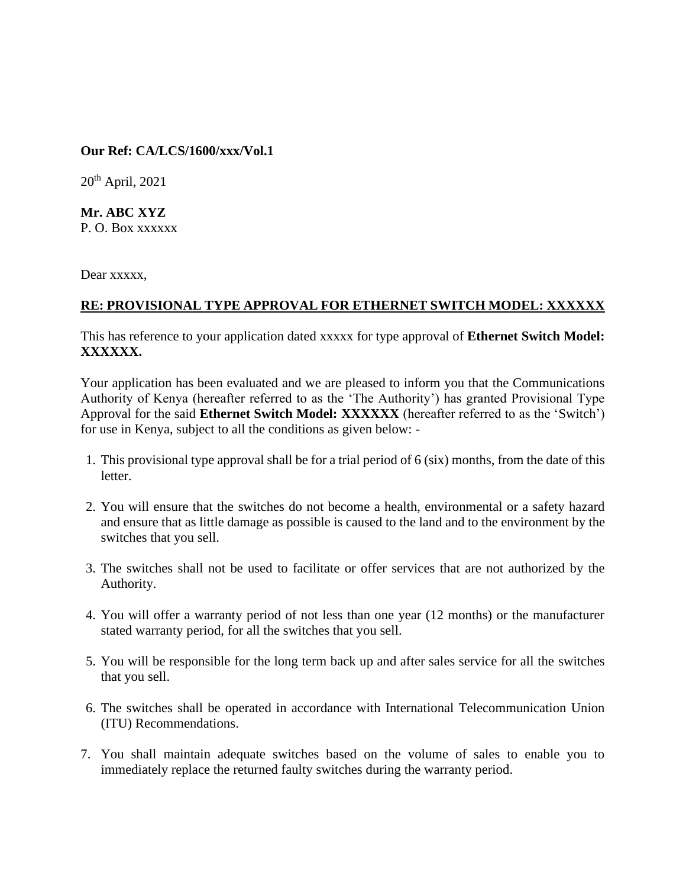**Our Ref: CA/LCS/1600/xxx/Vol.1**

20th April, 2021

**Mr. ABC XYZ**
P. O. Box xxxxxx

Dear xxxxx,

**RE: PROVISIONAL TYPE APPROVAL FOR ETHERNET SWITCH MODEL: XXXXXX**

This has reference to your application dated xxxxx for type approval of **Ethernet Switch Model: XXXXXX.**

Your application has been evaluated and we are pleased to inform you that the Communications Authority of Kenya (hereafter referred to as the 'The Authority') has granted Provisional Type Approval for the said **Ethernet Switch Model: XXXXXX** (hereafter referred to as the 'Switch') for use in Kenya, subject to all the conditions as given below: -

1. This provisional type approval shall be for a trial period of 6 (six) months, from the date of this letter.
2. You will ensure that the switches do not become a health, environmental or a safety hazard and ensure that as little damage as possible is caused to the land and to the environment by the switches that you sell.
3. The switches shall not be used to facilitate or offer services that are not authorized by the Authority.
4. You will offer a warranty period of not less than one year (12 months) or the manufacturer stated warranty period, for all the switches that you sell.
5. You will be responsible for the long term back up and after sales service for all the switches that you sell.
6. The switches shall be operated in accordance with International Telecommunication Union (ITU) Recommendations.
7. You shall maintain adequate switches based on the volume of sales to enable you to immediately replace the returned faulty switches during the warranty period.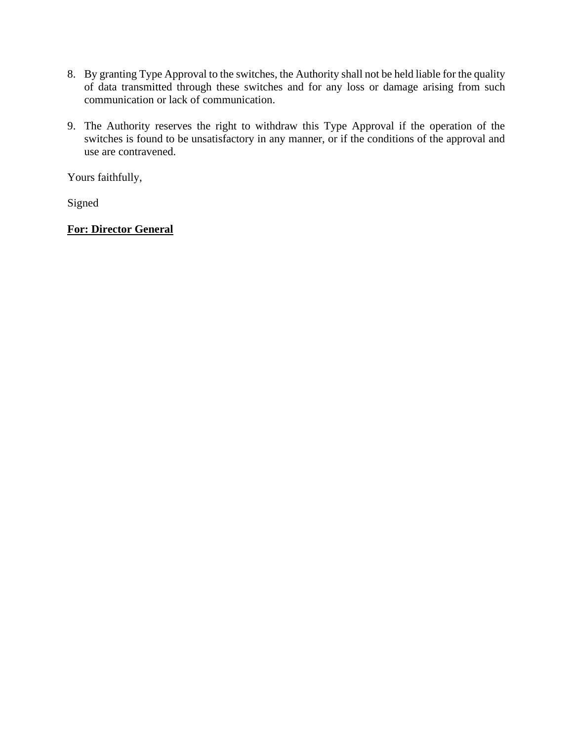8. By granting Type Approval to the switches, the Authority shall not be held liable for the quality of data transmitted through these switches and for any loss or damage arising from such communication or lack of communication.

9. The Authority reserves the right to withdraw this Type Approval if the operation of the switches is found to be unsatisfactory in any manner, or if the conditions of the approval and use are contravened.

Yours faithfully,

Signed

**<u>For: Director General</u>**